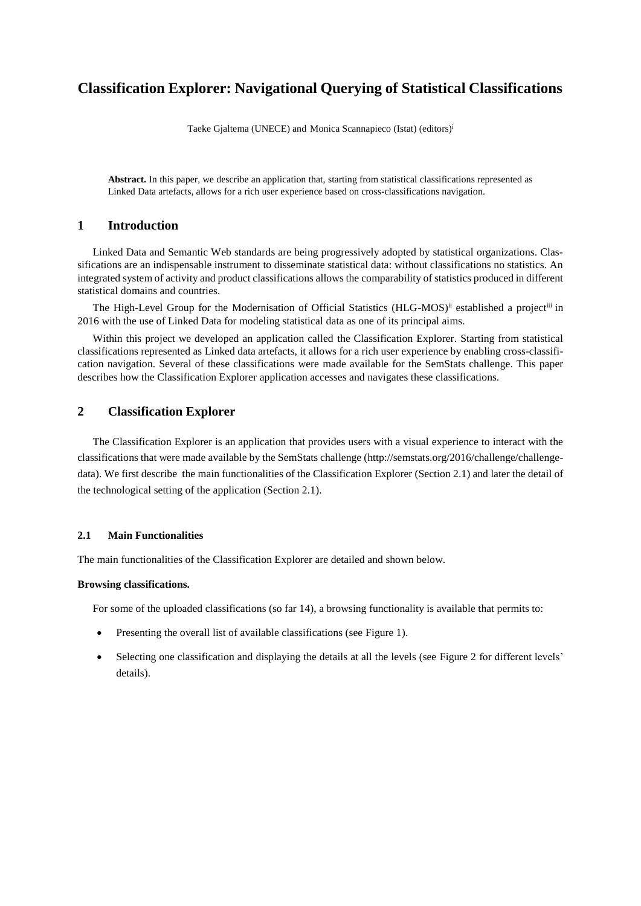# Classification Explorer: Navigational Querying of Statistical Classifications

Taeke Gjaltema (UNECE) and Monica Scannapieco (Istat) (editors)[i]

**Abstract.** In this paper, we describe an application that, starting from statistical classifications represented as Linked Data artefacts, allows for a rich user experience based on cross-classifications navigation.

## 1 Introduction

Linked Data and Semantic Web standards are being progressively adopted by statistical organizations. Classifications are an indispensable instrument to disseminate statistical data: without classifications no statistics. An integrated system of activity and product classifications allows the comparability of statistics produced in different statistical domains and countries.

The High-Level Group for the Modernisation of Official Statistics (HLG-MOS)[ii] established a project[iii] in 2016 with the use of Linked Data for modeling statistical data as one of its principal aims.

Within this project we developed an application called the Classification Explorer. Starting from statistical classifications represented as Linked data artefacts, it allows for a rich user experience by enabling cross-classification navigation. Several of these classifications were made available for the SemStats challenge. This paper describes how the Classification Explorer application accesses and navigates these classifications.

## 2 Classification Explorer

The Classification Explorer is an application that provides users with a visual experience to interact with the classifications that were made available by the SemStats challenge (http://semstats.org/2016/challenge/challenge-data). We first describe the main functionalities of the Classification Explorer (Section 2.1) and later the detail of the technological setting of the application (Section 2.1).

### 2.1 Main Functionalities

The main functionalities of the Classification Explorer are detailed and shown below.

**Browsing classifications.**

For some of the uploaded classifications (so far 14), a browsing functionality is available that permits to:

- Presenting the overall list of available classifications (see Figure 1).
- Selecting one classification and displaying the details at all the levels (see Figure 2 for different levels' details).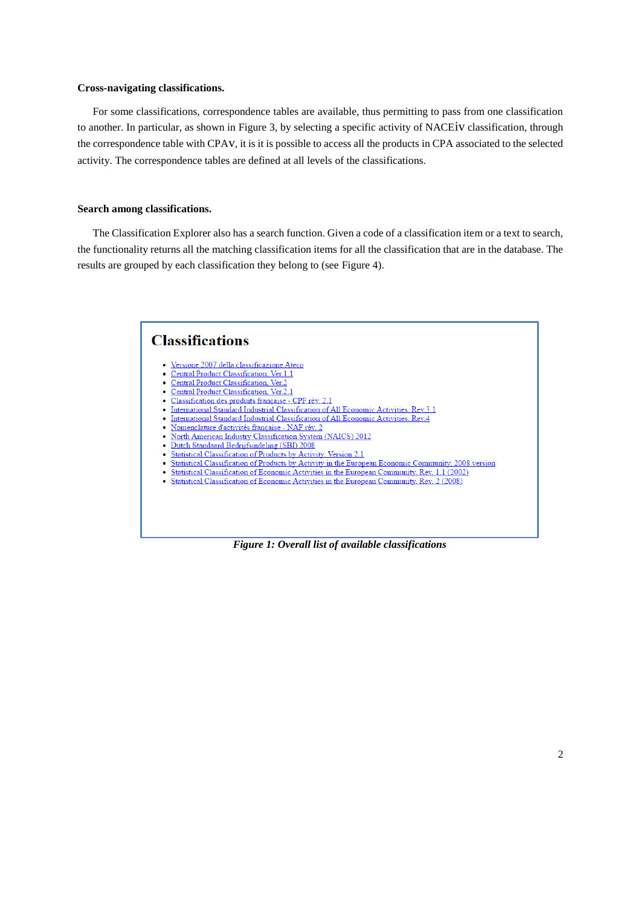**Cross-navigating classifications.**

For some classifications, correspondence tables are available, thus permitting to pass from one classification to another. In particular, as shown in Figure 3, by selecting a specific activity of NACEiv classification, through the correspondence table with CPAv, it is it is possible to access all the products in CPA associated to the selected activity. The correspondence tables are defined at all levels of the classifications.

**Search among classifications.**

The Classification Explorer also has a search function. Given a code of a classification item or a text to search, the functionality returns all the matching classification items for all the classification that are in the database. The results are grouped by each classification they belong to (see Figure 4).

# Classifications

- Versione 2007 della classificazione Ateco
- Central Product Classification, Ver.1.1
- Central Product Classification, Ver.2
- Central Product Classification, Ver.2.1
- Classification des produits française - CPF rév. 2.1
- International Standard Industrial Classification of All Economic Activities, Rev.3.1
- International Standard Industrial Classification of All Economic Activities, Rev.4
- Nomenclature d'activités française - NAF rév. 2
- North American Industry Classification System (NAICS) 2012
- Dutch Standaard Bedrijfsindeling (SBI) 2008
- Statistical Classification of Products by Activity, Version 2.1
- Statistical Classification of Products by Activity in the European Economic Community, 2008 version
- Statistical Classification of Economic Activities in the European Community, Rev. 1.1 (2002)
- Statistical Classification of Economic Activities in the European Community, Rev. 2 (2008)

***Figure 1: Overall list of available classifications***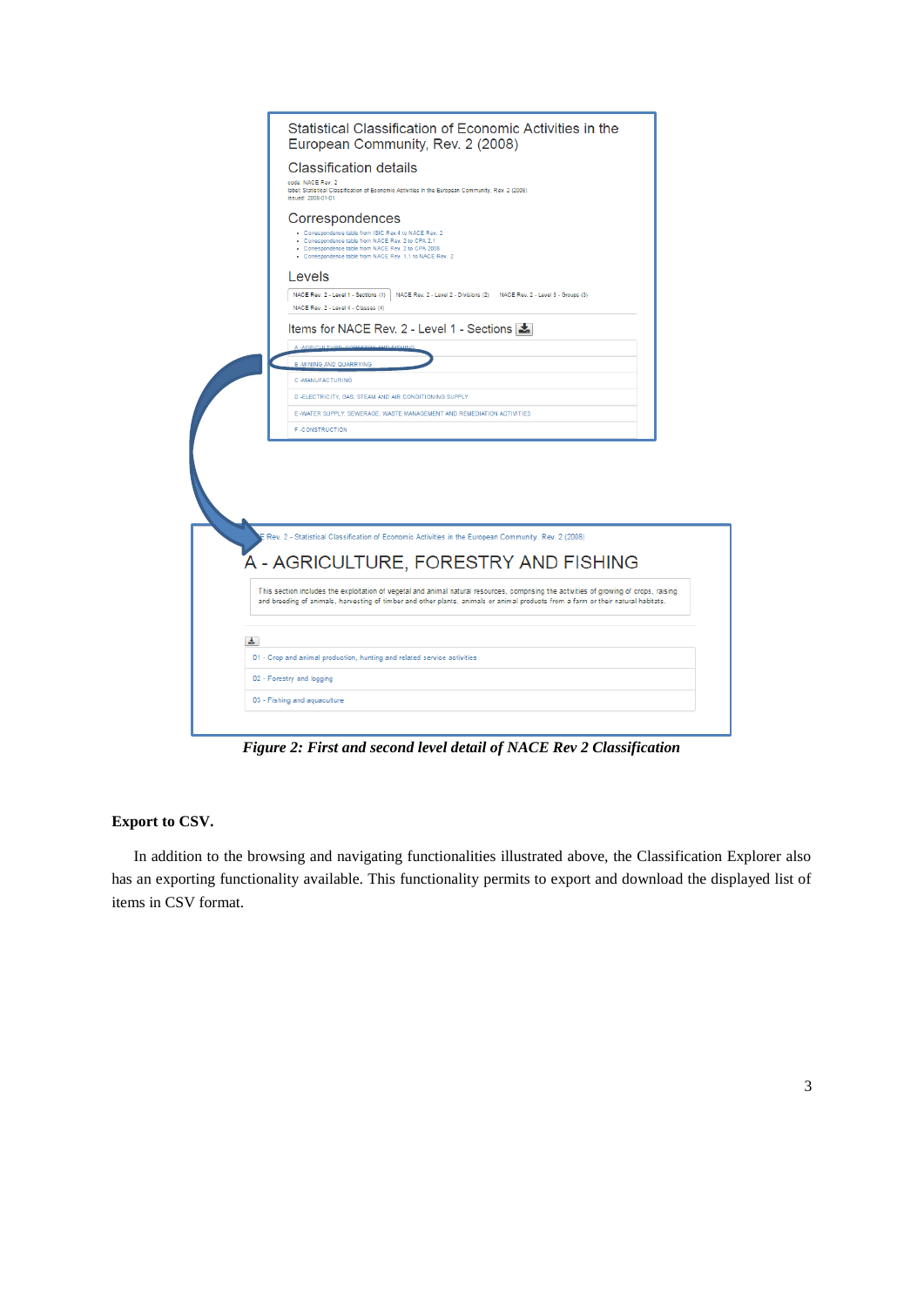*Figure 2: First and second level detail of NACE Rev 2 Classification*

**Export to CSV.**

In addition to the browsing and navigating functionalities illustrated above, the Classification Explorer also has an exporting functionality available. This functionality permits to export and download the displayed list of items in CSV format.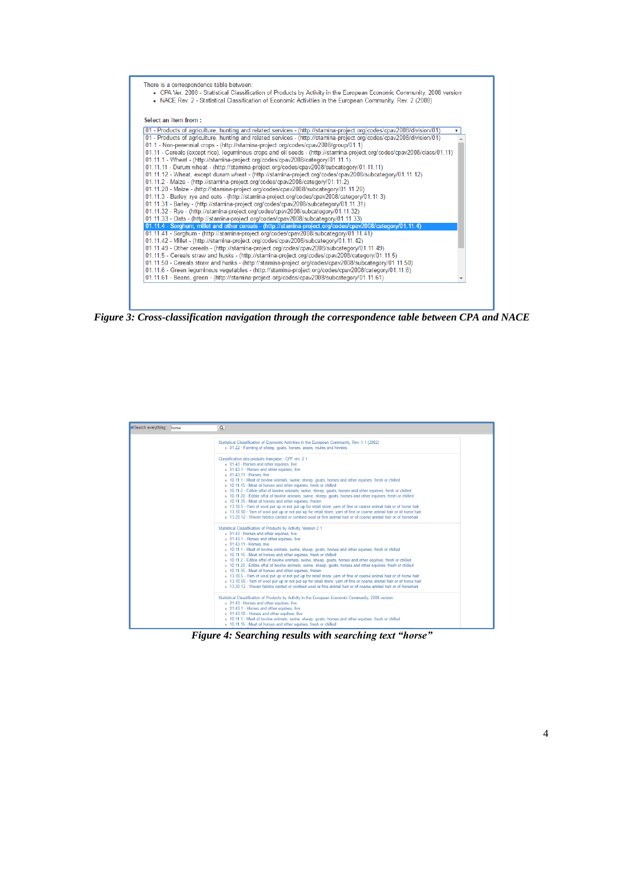There is a correspondence table between:

- CPA Ver. 2008 - Statistical Classification of Products by Activity in the European Economic Community, 2008 version
- NACE Rev. 2 - Statistical Classification of Economic Activities in the European Community, Rev. 2 (2008)

Select an Item from :

01 - Products of agriculture, hunting and related services - (http://stamina-project.org/codes/cpav2008/division/01)

01 - Products of agriculture, hunting and related services - (http://stamina-project.org/codes/cpav2008/division/01)
01.1 - Non-perennial crops - (http://stamina-project.org/codes/cpav2008/group/01.1)
01.11 - Cereals (except rice), leguminous crops and oil seeds - (http://stamina-project.org/codes/cpav2008/class/01.11)
01.11.1 - Wheat - (http://stamina-project.org/codes/cpav2008/category/01.11.1)
01.11.11 - Durum wheat - (http://stamina-project.org/codes/cpav2008/subcategory/01.11.11)
01.11.12 - Wheat, except durum wheat - (http://stamina-project.org/codes/cpav2008/subcategory/01.11.12)
01.11.2 - Maize - (http://stamina-project.org/codes/cpav2008/category/01.11.2)
01.11.20 - Maize - (http://stamina-project.org/codes/cpav2008/subcategory/01.11.20)
01.11.3 - Barley, rye and oats - (http://stamina-project.org/codes/cpav2008/category/01.11.3)
01.11.31 - Barley - (http://stamina-project.org/codes/cpav2008/subcategory/01.11.31)
01.11.32 - Rye - (http://stamina-project.org/codes/cpav2008/subcategory/01.11.32)
01.11.33 - Oats - (http://stamina-project.org/codes/cpav2008/subcategory/01.11.33)
01.11.4 - Sorghum, millet and other cereals - (http://stamina-project.org/codes/cpav2008/category/01.11.4)
01.11.41 - Sorghum - (http://stamina-project.org/codes/cpav2008/subcategory/01.11.41)
01.11.42 - Millet - (http://stamina-project.org/codes/cpav2008/subcategory/01.11.42)
01.11.49 - Other cereals - (http://stamina-project.org/codes/cpav2008/subcategory/01.11.49)
01.11.5 - Cereals straw and husks - (http://stamina-project.org/codes/cpav2008/category/01.11.5)
01.11.50 - Cereals straw and husks - (http://stamina-project.org/codes/cpav2008/subcategory/01.11.50)
01.11.6 - Green leguminous vegetables - (http://stamina-project.org/codes/cpav2008/category/01.11.6)
01.11.61 - Beans, green - (http://stamina-project.org/codes/cpav2008/subcategory/01.11.61)

*Figure 3: Cross-classification navigation through the correspondence table between CPA and NACE*

Search everything: horse

Statistical Classification of Economic Activities in the European Community, Rev. 1.1 (2002)
- 01.22 - Farming of sheep, goats, horses, asses, mules and hinnies

Classification des produits française - CPF rév. 2.1
- 01.43 - Horses and other equines, live
- 01.43.1 - Horses and other equines, live
- 01.43.11 - Horses, live
- 10.11.1 - Meat of bovine animals, swine, sheep, goats, horses and other equines, fresh or chilled
- 10.11.15 - Meat of horses and other equines, fresh or chilled
- 10.11.2 - Edible offal of bovine animals, swine, sheep, goats, horses and other equines, fresh or chilled
- 10.11.20 - Edible offal of bovine animals, swine, sheep, goats, horses and other equines, fresh or chilled
- 10.11.35 - Meat of horses and other equines, frozen
- 13.10.5 - Yarn of wool put up or not put up for retail store; yarn of fine or coarse animal hair or of horse hair
- 13.10.50 - Yarn of wool put up or not put up for retail store; yarn of fine or coarse animal hair or of horse hair
- 13.20.12 - Woven fabrics carded or combed wool or fine animal hair or of coarse animal hair or of horsehair

Statistical Classification of Products by Activity, Version 2.1
- 01.43 - Horses and other equines, live
- 01.43.1 - Horses and other equines, live
- 01.43.11 - Horses, live
- 10.11.1 - Meat of bovine animals, swine, sheep, goats, horses and other equines, fresh or chilled
- 10.11.15 - Meat of horses and other equines, fresh or chilled
- 10.11.2 - Edible offal of bovine animals, swine, sheep, goats, horses and other equines, fresh or chilled
- 10.11.20 - Edible offal of bovine animals, swine, sheep, goats, horses and other equines, fresh or chilled
- 10.11.35 - Meat of horses and other equines, frozen
- 13.10.5 - Yarn of wool put up or not put up for retail store; yarn of fine or coarse animal hair or of horse hair
- 13.10.50 - Yarn of wool put up or not put up for retail store; yarn of fine or coarse animal hair or of horse hair
- 13.20.12 - Woven fabrics carded or combed wool or fine animal hair or of coarse animal hair or of horsehair

Statistical Classification of Products by Activity in the European Economic Community, 2008 version
- 01.43 - Horses and other equines, live
- 01.43.1 - Horses and other equines, live
- 01.43.10 - Horses and other equines, live
- 10.11.1 - Meat of bovine animals, swine, sheep, goats, horses and other equines, fresh or chilled
- 10.11.15 - Meat of horses and other equines, fresh or chilled

*Figure 4: Searching results with searching text "horse"*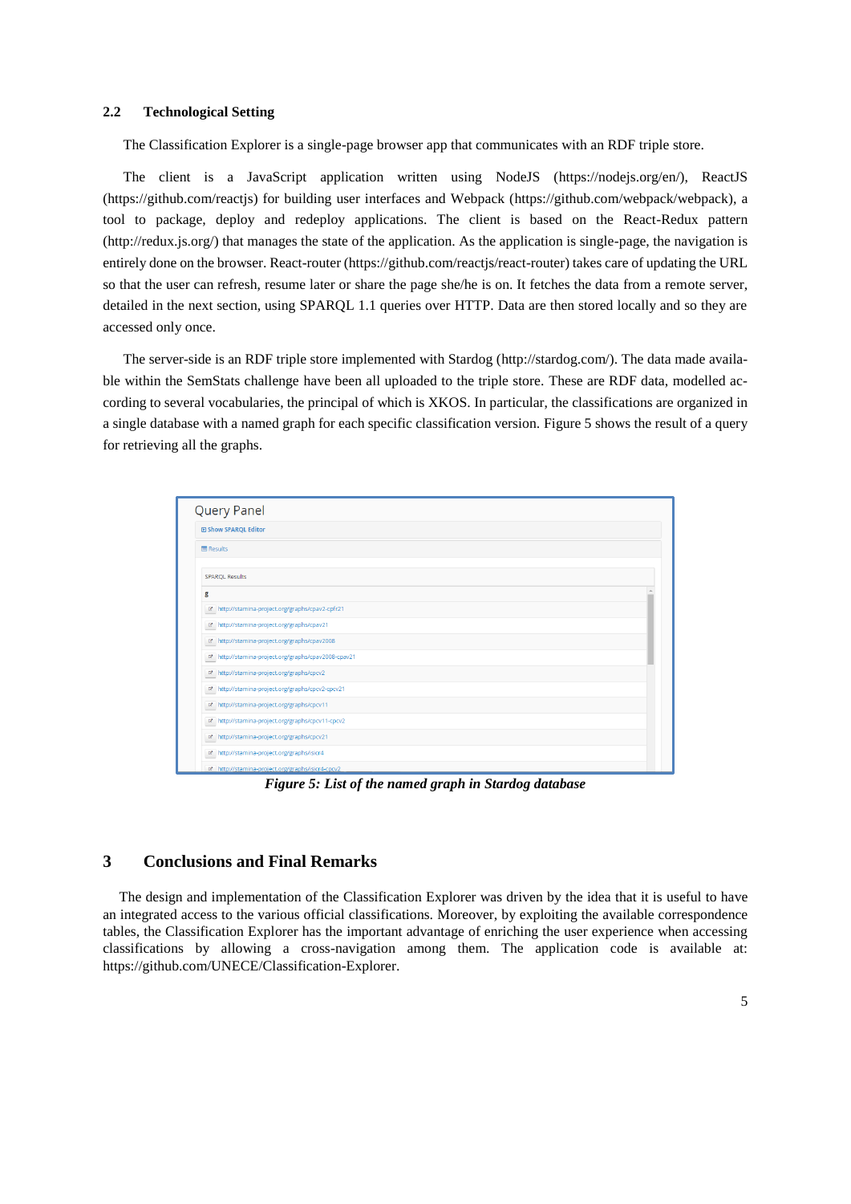### 2.2 Technological Setting

The Classification Explorer is a single-page browser app that communicates with an RDF triple store.

The client is a JavaScript application written using NodeJS (https://nodejs.org/en/), ReactJS (https://github.com/reactjs) for building user interfaces and Webpack (https://github.com/webpack/webpack), a tool to package, deploy and redeploy applications. The client is based on the React-Redux pattern (http://redux.js.org/) that manages the state of the application. As the application is single-page, the navigation is entirely done on the browser. React-router (https://github.com/reactjs/react-router) takes care of updating the URL so that the user can refresh, resume later or share the page she/he is on. It fetches the data from a remote server, detailed in the next section, using SPARQL 1.1 queries over HTTP. Data are then stored locally and so they are accessed only once.

The server-side is an RDF triple store implemented with Stardog (http://stardog.com/). The data made available within the SemStats challenge have been all uploaded to the triple store. These are RDF data, modelled according to several vocabularies, the principal of which is XKOS. In particular, the classifications are organized in a single database with a named graph for each specific classification version. Figure 5 shows the result of a query for retrieving all the graphs.

*Figure 5: List of the named graph in Stardog database*

## 3 Conclusions and Final Remarks

The design and implementation of the Classification Explorer was driven by the idea that it is useful to have an integrated access to the various official classifications. Moreover, by exploiting the available correspondence tables, the Classification Explorer has the important advantage of enriching the user experience when accessing classifications by allowing a cross-navigation among them. The application code is available at: https://github.com/UNECE/Classification-Explorer.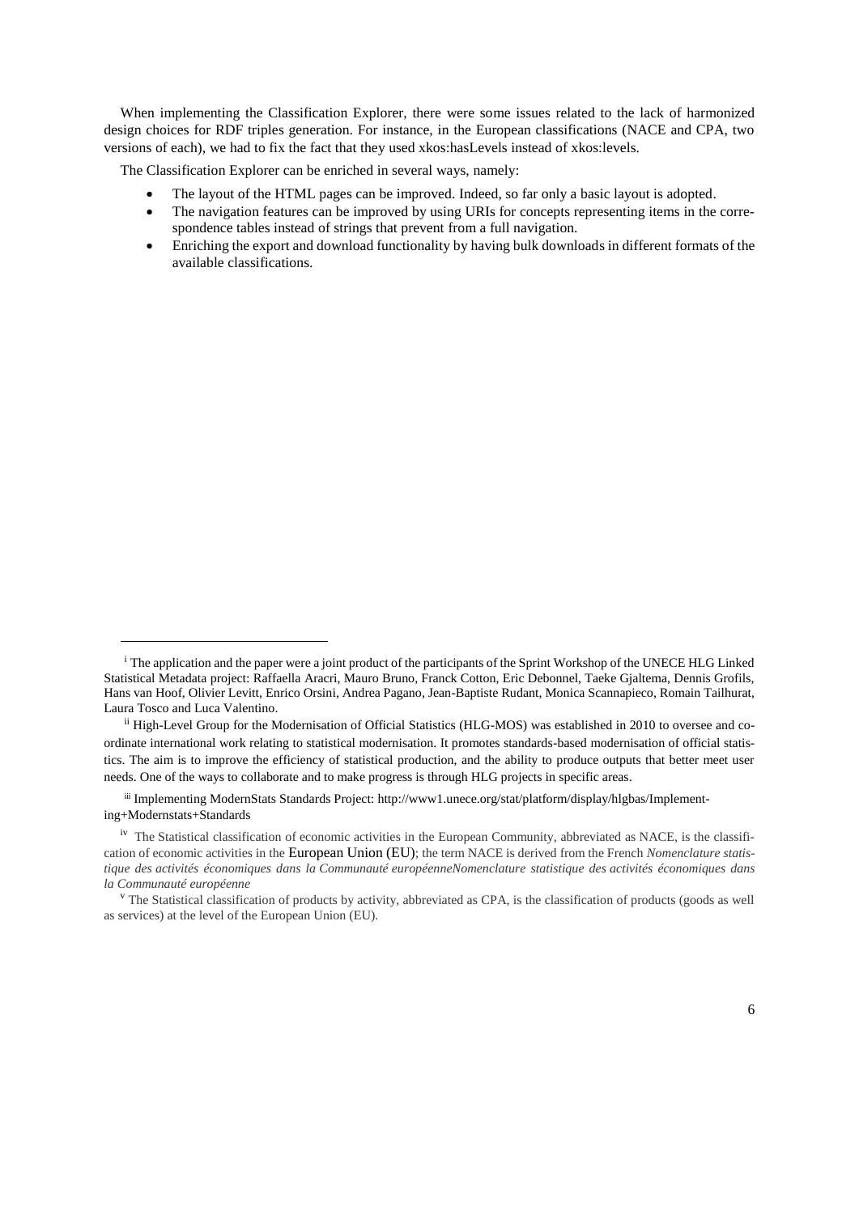When implementing the Classification Explorer, there were some issues related to the lack of harmonized design choices for RDF triples generation. For instance, in the European classifications (NACE and CPA, two versions of each), we had to fix the fact that they used xkos:hasLevels instead of xkos:levels.

The Classification Explorer can be enriched in several ways, namely:

- The layout of the HTML pages can be improved. Indeed, so far only a basic layout is adopted.
- The navigation features can be improved by using URIs for concepts representing items in the correspondence tables instead of strings that prevent from a full navigation.
- Enriching the export and download functionality by having bulk downloads in different formats of the available classifications.

---

[i] The application and the paper were a joint product of the participants of the Sprint Workshop of the UNECE HLG Linked Statistical Metadata project: Raffaella Aracri, Mauro Bruno, Franck Cotton, Eric Debonnel, Taeke Gjaltema, Dennis Grofils, Hans van Hoof, Olivier Levitt, Enrico Orsini, Andrea Pagano, Jean-Baptiste Rudant, Monica Scannapieco, Romain Tailhurat, Laura Tosco and Luca Valentino.

[ii] High-Level Group for the Modernisation of Official Statistics (HLG-MOS) was established in 2010 to oversee and coordinate international work relating to statistical modernisation. It promotes standards-based modernisation of official statistics. The aim is to improve the efficiency of statistical production, and the ability to produce outputs that better meet user needs. One of the ways to collaborate and to make progress is through HLG projects in specific areas.

[iii] Implementing ModernStats Standards Project: http://www1.unece.org/stat/platform/display/hlgbas/Implementing+Modernstats+Standards

[iv] The Statistical classification of economic activities in the European Community, abbreviated as NACE, is the classification of economic activities in the European Union (EU); the term NACE is derived from the French *Nomenclature statistique des activités économiques dans la Communauté européenneNomenclature statistique des activités économiques dans la Communauté européenne*

[v] The Statistical classification of products by activity, abbreviated as CPA, is the classification of products (goods as well as services) at the level of the European Union (EU).